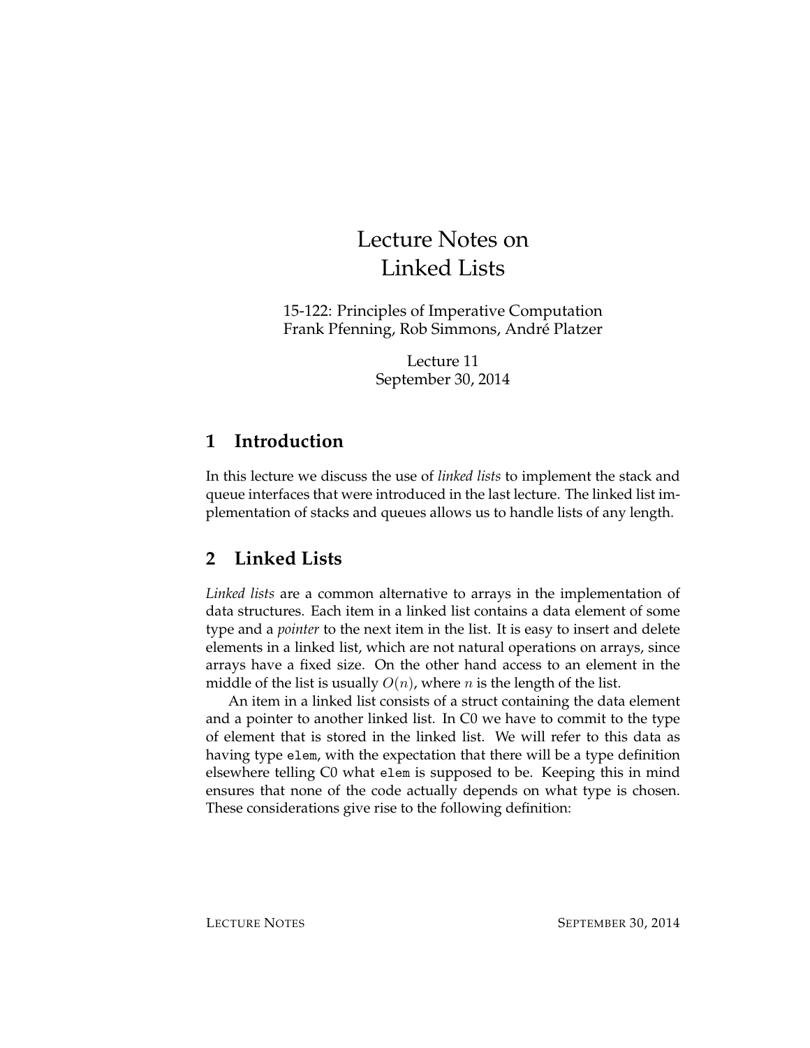# Lecture Notes on Linked Lists

15-122: Principles of Imperative Computation
Frank Pfenning, Rob Simmons, André Platzer

Lecture 11
September 30, 2014

## 1 Introduction

In this lecture we discuss the use of *linked lists* to implement the stack and queue interfaces that were introduced in the last lecture. The linked list implementation of stacks and queues allows us to handle lists of any length.

## 2 Linked Lists

*Linked lists* are a common alternative to arrays in the implementation of data structures. Each item in a linked list contains a data element of some type and a *pointer* to the next item in the list. It is easy to insert and delete elements in a linked list, which are not natural operations on arrays, since arrays have a fixed size. On the other hand access to an element in the middle of the list is usually $O(n)$, where $n$ is the length of the list.

An item in a linked list consists of a struct containing the data element and a pointer to another linked list. In C0 we have to commit to the type of element that is stored in the linked list. We will refer to this data as having type `elem`, with the expectation that there will be a type definition elsewhere telling C0 what `elem` is supposed to be. Keeping this in mind ensures that none of the code actually depends on what type is chosen. These considerations give rise to the following definition: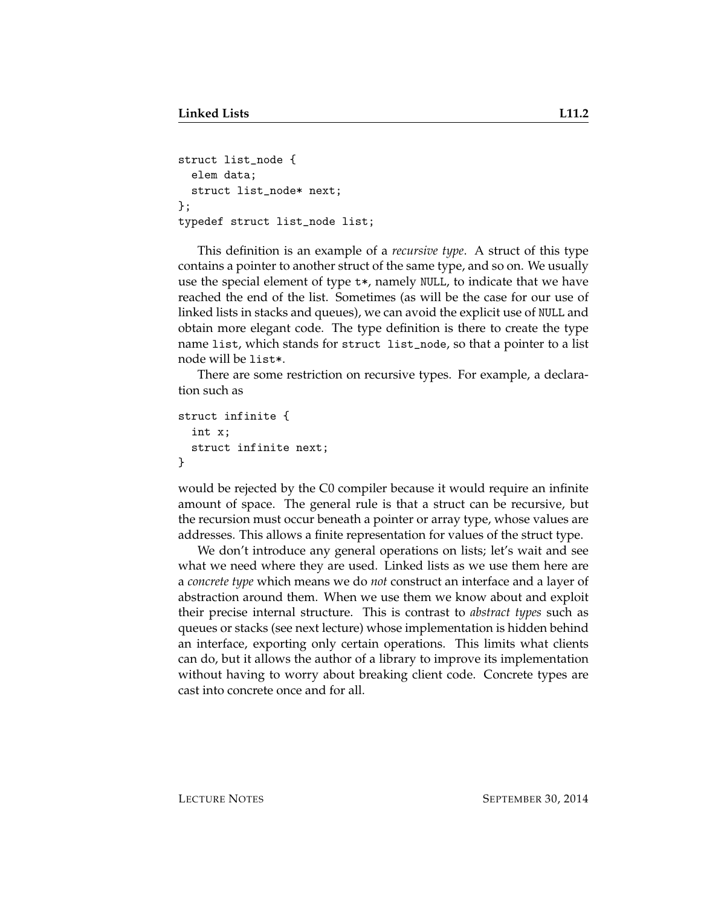```
struct list_node {
  elem data;
  struct list_node* next;
};
typedef struct list_node list;
```

This definition is an example of a *recursive type*. A struct of this type contains a pointer to another struct of the same type, and so on. We usually use the special element of type `t*`, namely `NULL`, to indicate that we have reached the end of the list. Sometimes (as will be the case for our use of linked lists in stacks and queues), we can avoid the explicit use of `NULL` and obtain more elegant code. The type definition is there to create the type name `list`, which stands for `struct list_node`, so that a pointer to a list node will be `list*`.

There are some restriction on recursive types. For example, a declaration such as

```
struct infinite {
  int x;
  struct infinite next;
}
```

would be rejected by the C0 compiler because it would require an infinite amount of space. The general rule is that a struct can be recursive, but the recursion must occur beneath a pointer or array type, whose values are addresses. This allows a finite representation for values of the struct type.

We don't introduce any general operations on lists; let's wait and see what we need where they are used. Linked lists as we use them here are a *concrete type* which means we do *not* construct an interface and a layer of abstraction around them. When we use them we know about and exploit their precise internal structure. This is contrast to *abstract types* such as queues or stacks (see next lecture) whose implementation is hidden behind an interface, exporting only certain operations. This limits what clients can do, but it allows the author of a library to improve its implementation without having to worry about breaking client code. Concrete types are cast into concrete once and for all.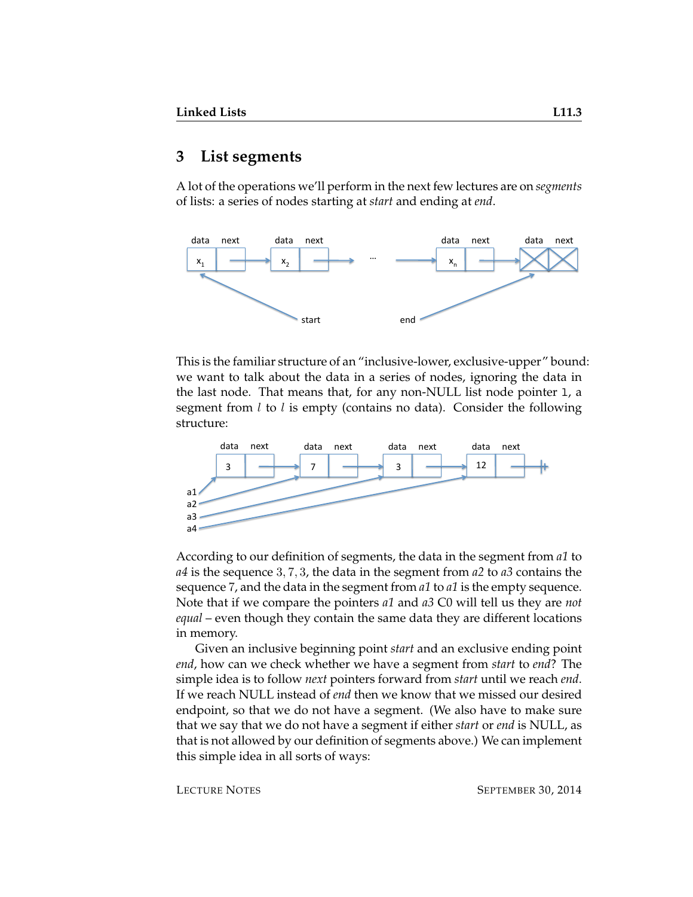## 3 List segments

A lot of the operations we'll perform in the next few lectures are on *segments* of lists: a series of nodes starting at *start* and ending at *end*.

This is the familiar structure of an "inclusive-lower, exclusive-upper" bound: we want to talk about the data in a series of nodes, ignoring the data in the last node. That means that, for any non-NULL list node pointer `l`, a segment from $l$ to $l$ is empty (contains no data). Consider the following structure:

According to our definition of segments, the data in the segment from *a1* to *a4* is the sequence $3, 7, 3$, the data in the segment from *a2* to *a3* contains the sequence $7$, and the data in the segment from *a1* to *a1* is the empty sequence. Note that if we compare the pointers *a1* and *a3* C0 will tell us they are *not equal* – even though they contain the same data they are different locations in memory.

Given an inclusive beginning point *start* and an exclusive ending point *end*, how can we check whether we have a segment from *start* to *end*? The simple idea is to follow *next* pointers forward from *start* until we reach *end*. If we reach NULL instead of *end* then we know that we missed our desired endpoint, so that we do not have a segment. (We also have to make sure that we say that we do not have a segment if either *start* or *end* is NULL, as that is not allowed by our definition of segments above.) We can implement this simple idea in all sorts of ways: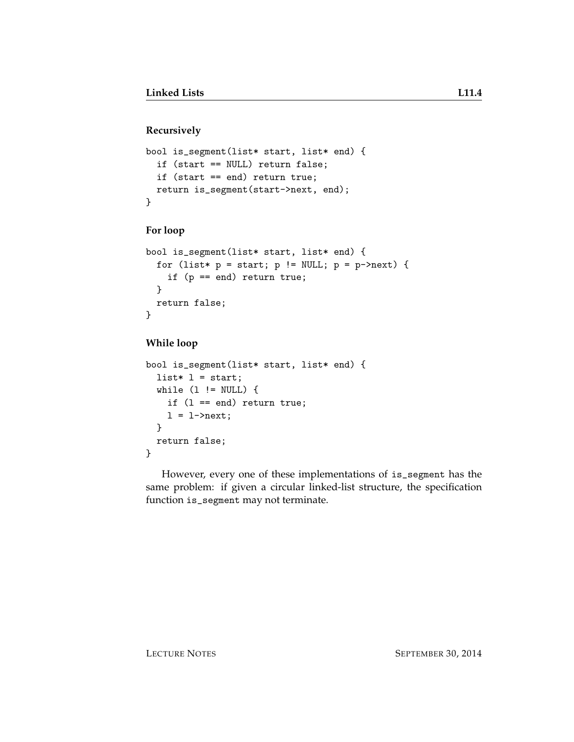### Recursively

```
bool is_segment(list* start, list* end) {
  if (start == NULL) return false;
  if (start == end) return true;
  return is_segment(start->next, end);
}
```

### For loop

```
bool is_segment(list* start, list* end) {
  for (list* p = start; p != NULL; p = p->next) {
    if (p == end) return true;
  }
  return false;
}
```

### While loop

```
bool is_segment(list* start, list* end) {
  list* l = start;
  while (l != NULL) {
    if (l == end) return true;
    l = l->next;
  }
  return false;
}
```

However, every one of these implementations of `is_segment` has the same problem: if given a circular linked-list structure, the specification function `is_segment` may not terminate.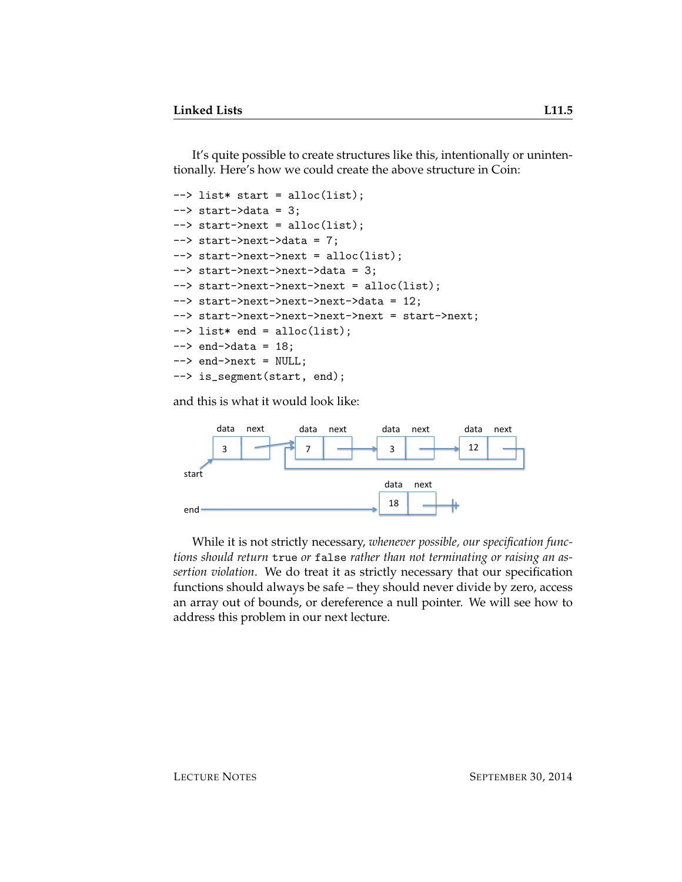It's quite possible to create structures like this, intentionally or unintentionally. Here's how we could create the above structure in Coin:

```
--> list* start = alloc(list);
--> start->data = 3;
--> start->next = alloc(list);
--> start->next->data = 7;
--> start->next->next = alloc(list);
--> start->next->next->data = 3;
--> start->next->next->next = alloc(list);
--> start->next->next->next->data = 12;
--> start->next->next->next->next = start->next;
--> list* end = alloc(list);
--> end->data = 18;
--> end->next = NULL;
--> is_segment(start, end);
```

and this is what it would look like:

While it is not strictly necessary, *whenever possible, our specification functions should return* `true` *or* `false` *rather than not terminating or raising an assertion violation*. We do treat it as strictly necessary that our specification functions should always be safe – they should never divide by zero, access an array out of bounds, or dereference a null pointer. We will see how to address this problem in our next lecture.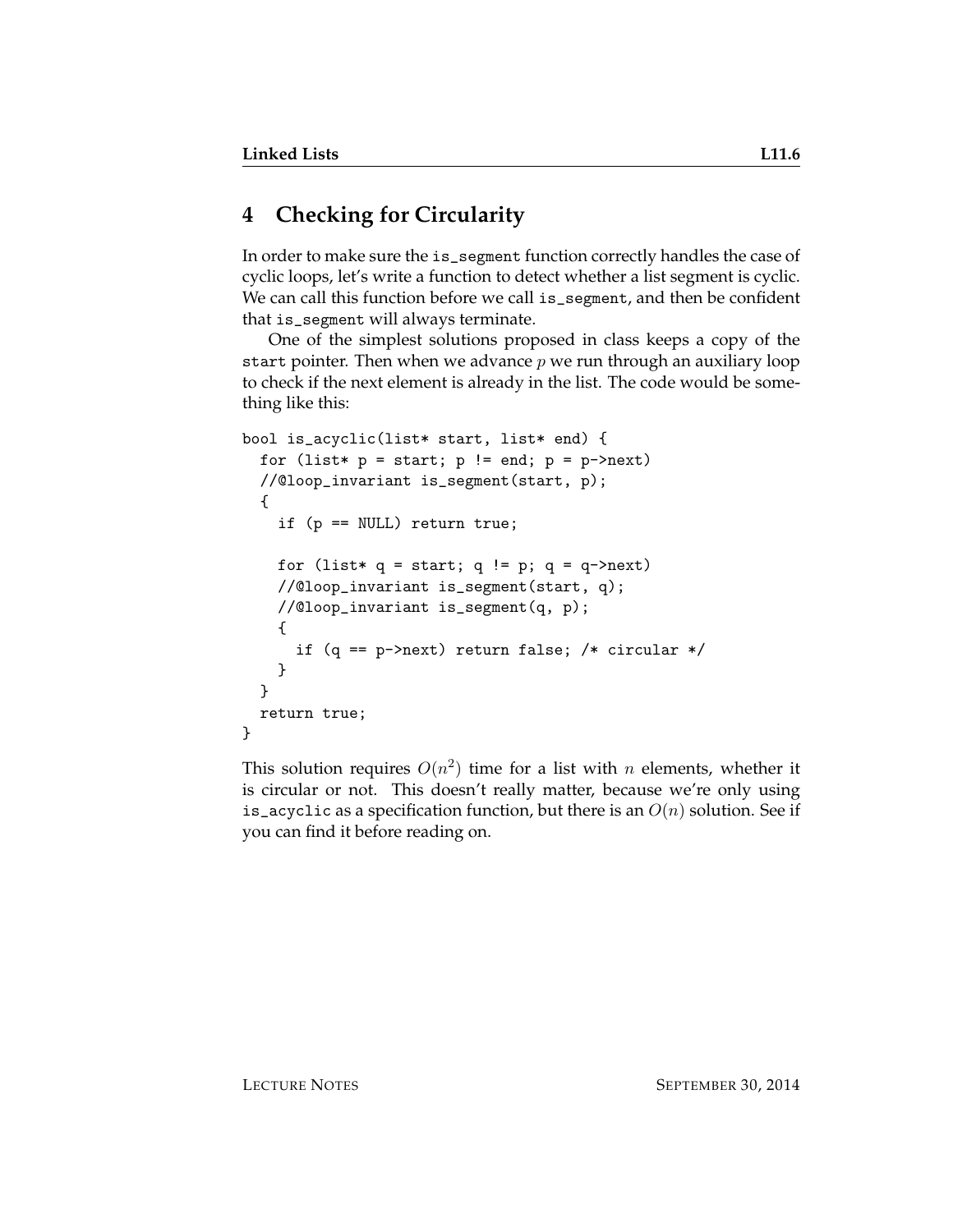## 4 Checking for Circularity

In order to make sure the `is_segment` function correctly handles the case of cyclic loops, let's write a function to detect whether a list segment is cyclic. We can call this function before we call `is_segment`, and then be confident that `is_segment` will always terminate.

One of the simplest solutions proposed in class keeps a copy of the `start` pointer. Then when we advance $p$ we run through an auxiliary loop to check if the next element is already in the list. The code would be something like this:

```
bool is_acyclic(list* start, list* end) {
  for (list* p = start; p != end; p = p->next)
  //@loop_invariant is_segment(start, p);
  {
    if (p == NULL) return true;

    for (list* q = start; q != p; q = q->next)
    //@loop_invariant is_segment(start, q);
    //@loop_invariant is_segment(q, p);
    {
      if (q == p->next) return false; /* circular */
    }
  }
  return true;
}
```

This solution requires $O(n^2)$ time for a list with $n$ elements, whether it is circular or not. This doesn't really matter, because we're only using `is_acyclic` as a specification function, but there is an $O(n)$ solution. See if you can find it before reading on.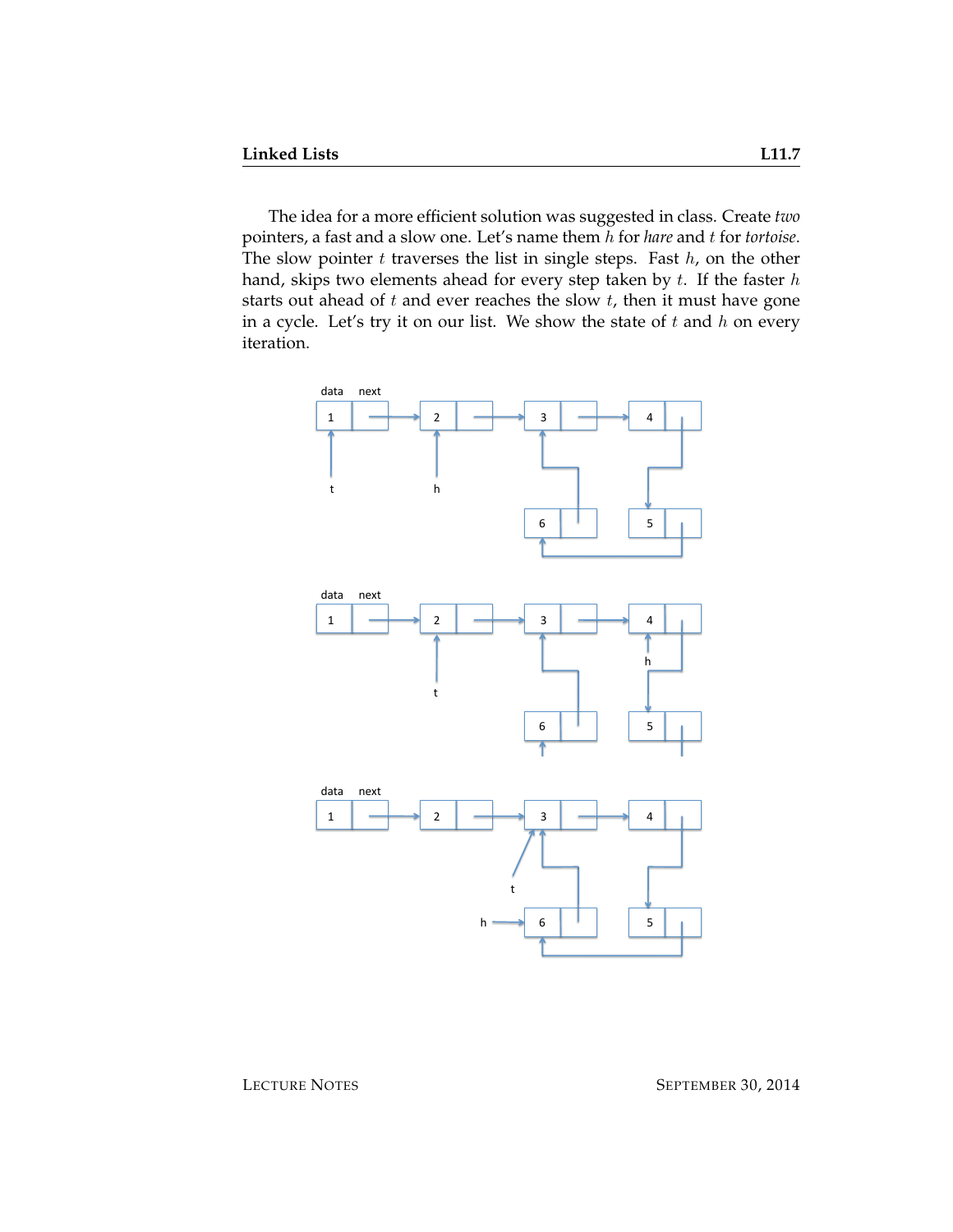The idea for a more efficient solution was suggested in class. Create *two* pointers, a fast and a slow one. Let's name them $h$ for *hare* and $t$ for *tortoise*. The slow pointer $t$ traverses the list in single steps. Fast $h$, on the other hand, skips two elements ahead for every step taken by $t$. If the faster $h$ starts out ahead of $t$ and ever reaches the slow $t$, then it must have gone in a cycle. Let's try it on our list. We show the state of $t$ and $h$ on every iteration.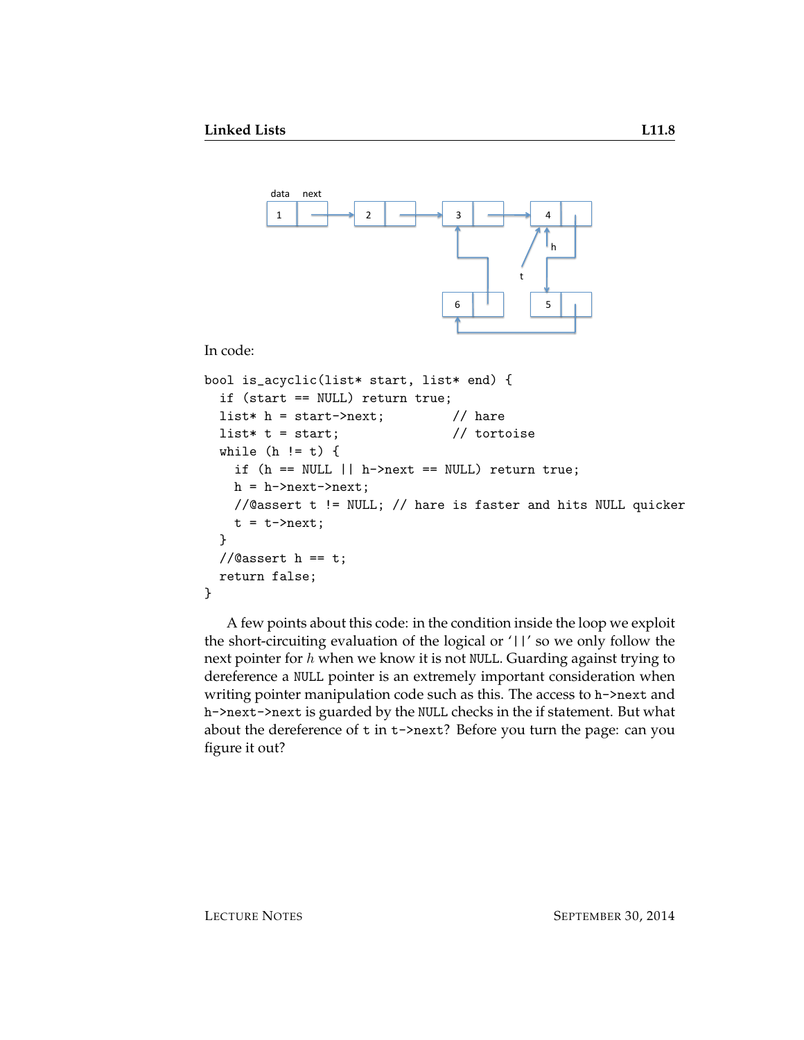In code:

```
bool is_acyclic(list* start, list* end) {
  if (start == NULL) return true;
  list* h = start->next;          // hare
  list* t = start;                // tortoise
  while (h != t) {
    if (h == NULL || h->next == NULL) return true;
    h = h->next->next;
    //@assert t != NULL; // hare is faster and hits NULL quicker
    t = t->next;
  }
  //@assert h == t;
  return false;
}
```

A few points about this code: in the condition inside the loop we exploit the short-circuiting evaluation of the logical or '`||`' so we only follow the next pointer for $h$ when we know it is not `NULL`. Guarding against trying to dereference a `NULL` pointer is an extremely important consideration when writing pointer manipulation code such as this. The access to `h->next` and `h->next->next` is guarded by the `NULL` checks in the if statement. But what about the dereference of `t` in `t->next`? Before you turn the page: can you figure it out?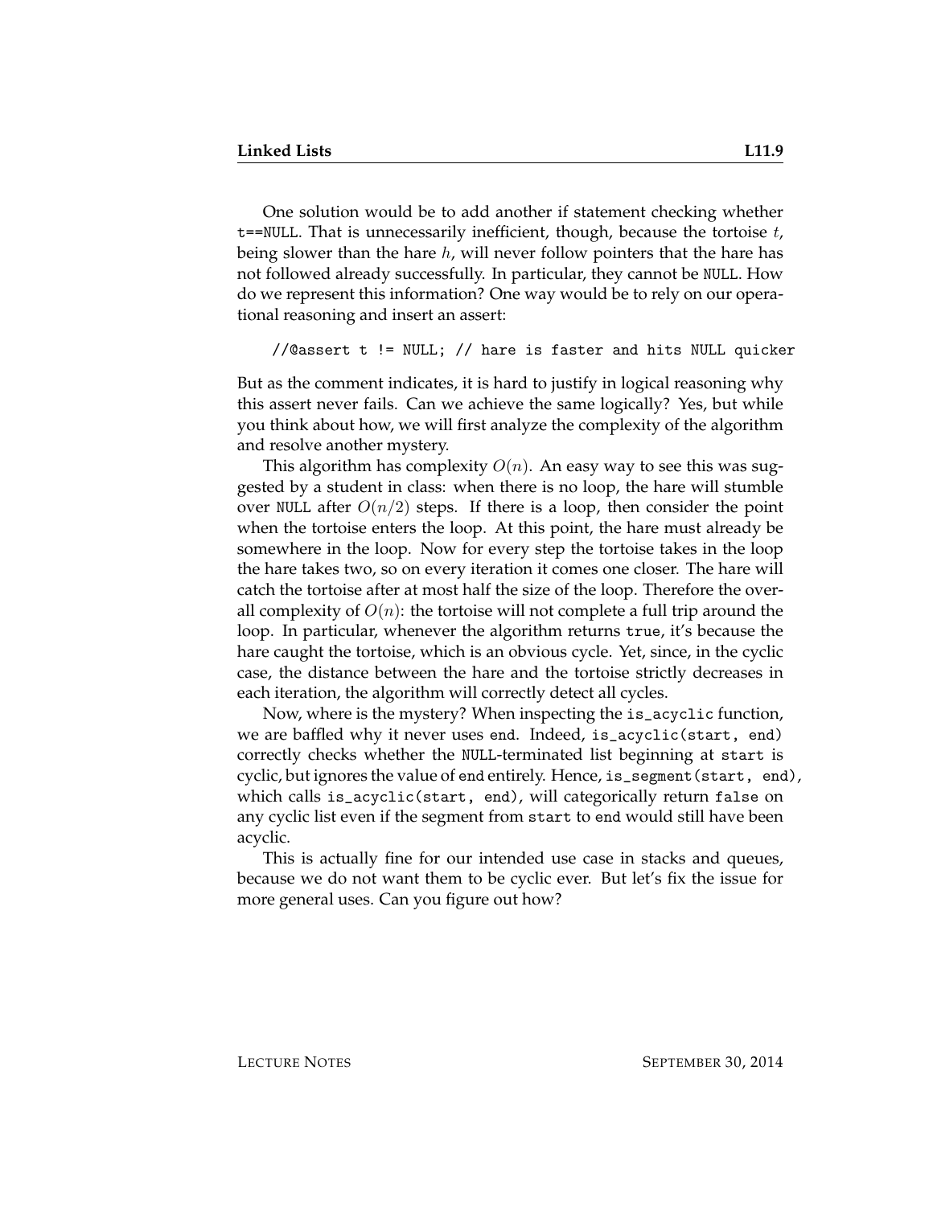One solution would be to add another if statement checking whether `t==NULL`. That is unnecessarily inefficient, though, because the tortoise $t$, being slower than the hare $h$, will never follow pointers that the hare has not followed already successfully. In particular, they cannot be `NULL`. How do we represent this information? One way would be to rely on our operational reasoning and insert an assert:

```
//@assert t != NULL; // hare is faster and hits NULL quicker
```

But as the comment indicates, it is hard to justify in logical reasoning why this assert never fails. Can we achieve the same logically? Yes, but while you think about how, we will first analyze the complexity of the algorithm and resolve another mystery.

This algorithm has complexity $O(n)$. An easy way to see this was suggested by a student in class: when there is no loop, the hare will stumble over `NULL` after $O(n/2)$ steps. If there is a loop, then consider the point when the tortoise enters the loop. At this point, the hare must already be somewhere in the loop. Now for every step the tortoise takes in the loop the hare takes two, so on every iteration it comes one closer. The hare will catch the tortoise after at most half the size of the loop. Therefore the overall complexity of $O(n)$: the tortoise will not complete a full trip around the loop. In particular, whenever the algorithm returns `true`, it's because the hare caught the tortoise, which is an obvious cycle. Yet, since, in the cyclic case, the distance between the hare and the tortoise strictly decreases in each iteration, the algorithm will correctly detect all cycles.

Now, where is the mystery? When inspecting the `is_acyclic` function, we are baffled why it never uses `end`. Indeed, `is_acyclic(start, end)` correctly checks whether the `NULL`-terminated list beginning at `start` is cyclic, but ignores the value of `end` entirely. Hence, `is_segment(start, end)`, which calls `is_acyclic(start, end)`, will categorically return `false` on any cyclic list even if the segment from `start` to `end` would still have been acyclic.

This is actually fine for our intended use case in stacks and queues, because we do not want them to be cyclic ever. But let's fix the issue for more general uses. Can you figure out how?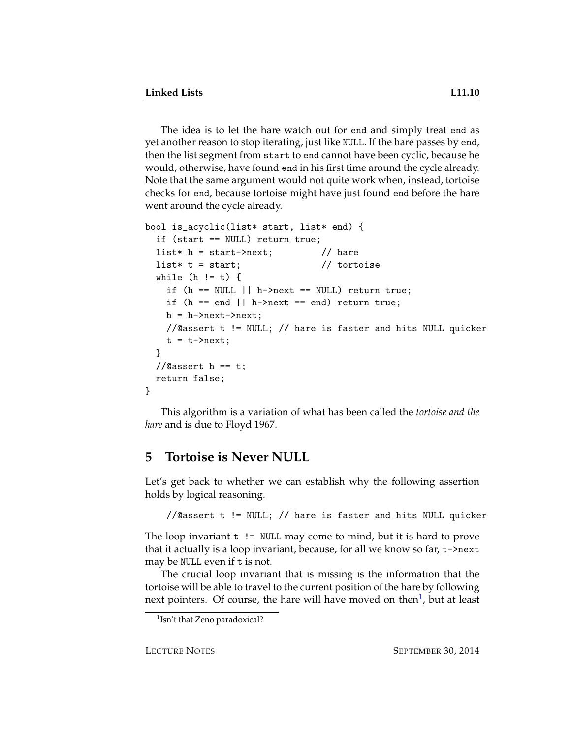The idea is to let the hare watch out for `end` and simply treat `end` as yet another reason to stop iterating, just like `NULL`. If the hare passes by `end`, then the list segment from `start` to `end` cannot have been cyclic, because he would, otherwise, have found `end` in his first time around the cycle already. Note that the same argument would not quite work when, instead, tortoise checks for `end`, because tortoise might have just found `end` before the hare went around the cycle already.

```
bool is_acyclic(list* start, list* end) {
  if (start == NULL) return true;
  list* h = start->next;          // hare
  list* t = start;                // tortoise
  while (h != t) {
    if (h == NULL || h->next == NULL) return true;
    if (h == end || h->next == end) return true;
    h = h->next->next;
    //@assert t != NULL; // hare is faster and hits NULL quicker
    t = t->next;
  }
  //@assert h == t;
  return false;
}
```

This algorithm is a variation of what has been called the *tortoise and the hare* and is due to Floyd 1967.

# 5 Tortoise is Never NULL

Let's get back to whether we can establish why the following assertion holds by logical reasoning.

```
//@assert t != NULL; // hare is faster and hits NULL quicker
```

The loop invariant `t != NULL` may come to mind, but it is hard to prove that it actually is a loop invariant, because, for all we know so far, `t->next` may be `NULL` even if `t` is not.

The crucial loop invariant that is missing is the information that the tortoise will be able to travel to the current position of the hare by following next pointers. Of course, the hare will have moved on then[1], but at least

[1] Isn't that Zeno paradoxical?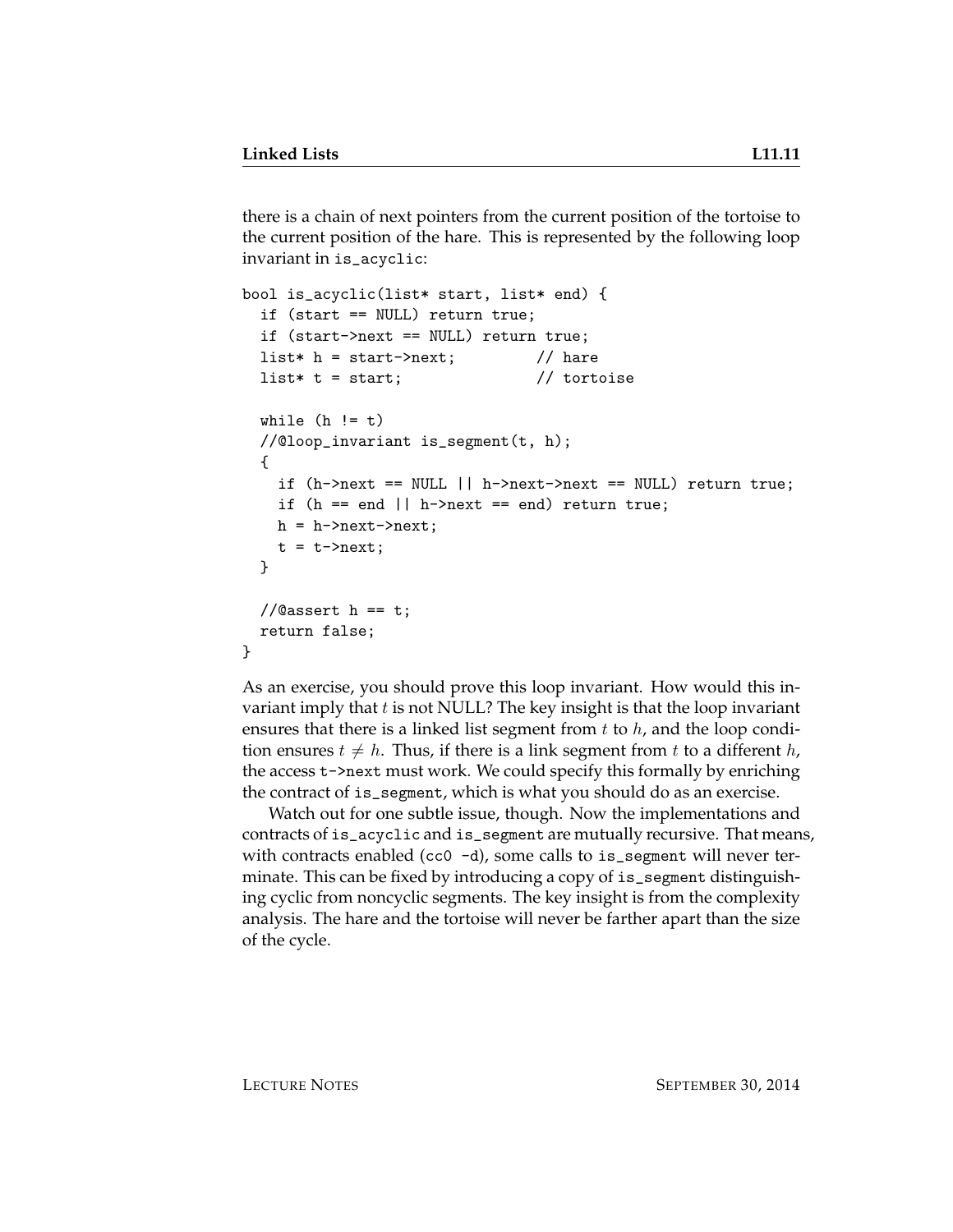there is a chain of next pointers from the current position of the tortoise to the current position of the hare. This is represented by the following loop invariant in `is_acyclic`:

```
bool is_acyclic(list* start, list* end) {
  if (start == NULL) return true;
  if (start->next == NULL) return true;
  list* h = start->next;         // hare
  list* t = start;               // tortoise

  while (h != t)
  //@loop_invariant is_segment(t, h);
  {
    if (h->next == NULL || h->next->next == NULL) return true;
    if (h == end || h->next == end) return true;
    h = h->next->next;
    t = t->next;
  }

  //@assert h == t;
  return false;
}
```

As an exercise, you should prove this loop invariant. How would this invariant imply that $t$ is not NULL? The key insight is that the loop invariant ensures that there is a linked list segment from $t$ to $h$, and the loop condition ensures $t \neq h$. Thus, if there is a link segment from $t$ to a different $h$, the access `t->next` must work. We could specify this formally by enriching the contract of `is_segment`, which is what you should do as an exercise.

Watch out for one subtle issue, though. Now the implementations and contracts of `is_acyclic` and `is_segment` are mutually recursive. That means, with contracts enabled (`cc0 -d`), some calls to `is_segment` will never terminate. This can be fixed by introducing a copy of `is_segment` distinguishing cyclic from noncyclic segments. The key insight is from the complexity analysis. The hare and the tortoise will never be farther apart than the size of the cycle.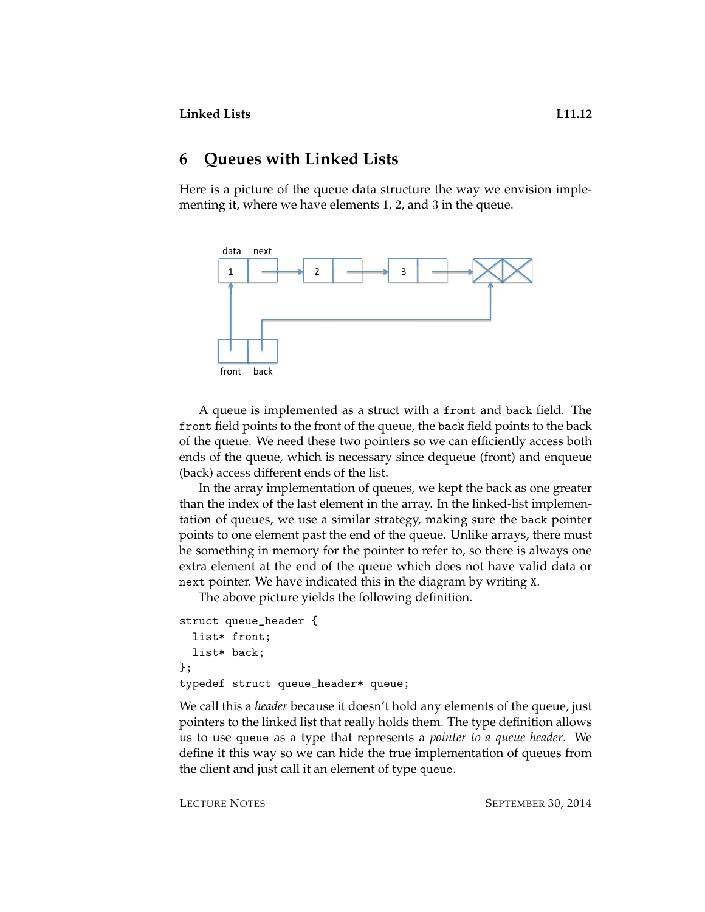## 6 Queues with Linked Lists

Here is a picture of the queue data structure the way we envision implementing it, where we have elements 1, 2, and 3 in the queue.

A queue is implemented as a struct with a `front` and `back` field. The `front` field points to the front of the queue, the `back` field points to the back of the queue. We need these two pointers so we can efficiently access both ends of the queue, which is necessary since dequeue (front) and enqueue (back) access different ends of the list.

In the array implementation of queues, we kept the back as one greater than the index of the last element in the array. In the linked-list implementation of queues, we use a similar strategy, making sure the `back` pointer points to one element past the end of the queue. Unlike arrays, there must be something in memory for the pointer to refer to, so there is always one extra element at the end of the queue which does not have valid data or `next` pointer. We have indicated this in the diagram by writing `X`.

The above picture yields the following definition.

```
struct queue_header {
  list* front;
  list* back;
};
typedef struct queue_header* queue;
```

We call this a *header* because it doesn't hold any elements of the queue, just pointers to the linked list that really holds them. The type definition allows us to use `queue` as a type that represents a *pointer to a queue header*. We define it this way so we can hide the true implementation of queues from the client and just call it an element of type `queue`.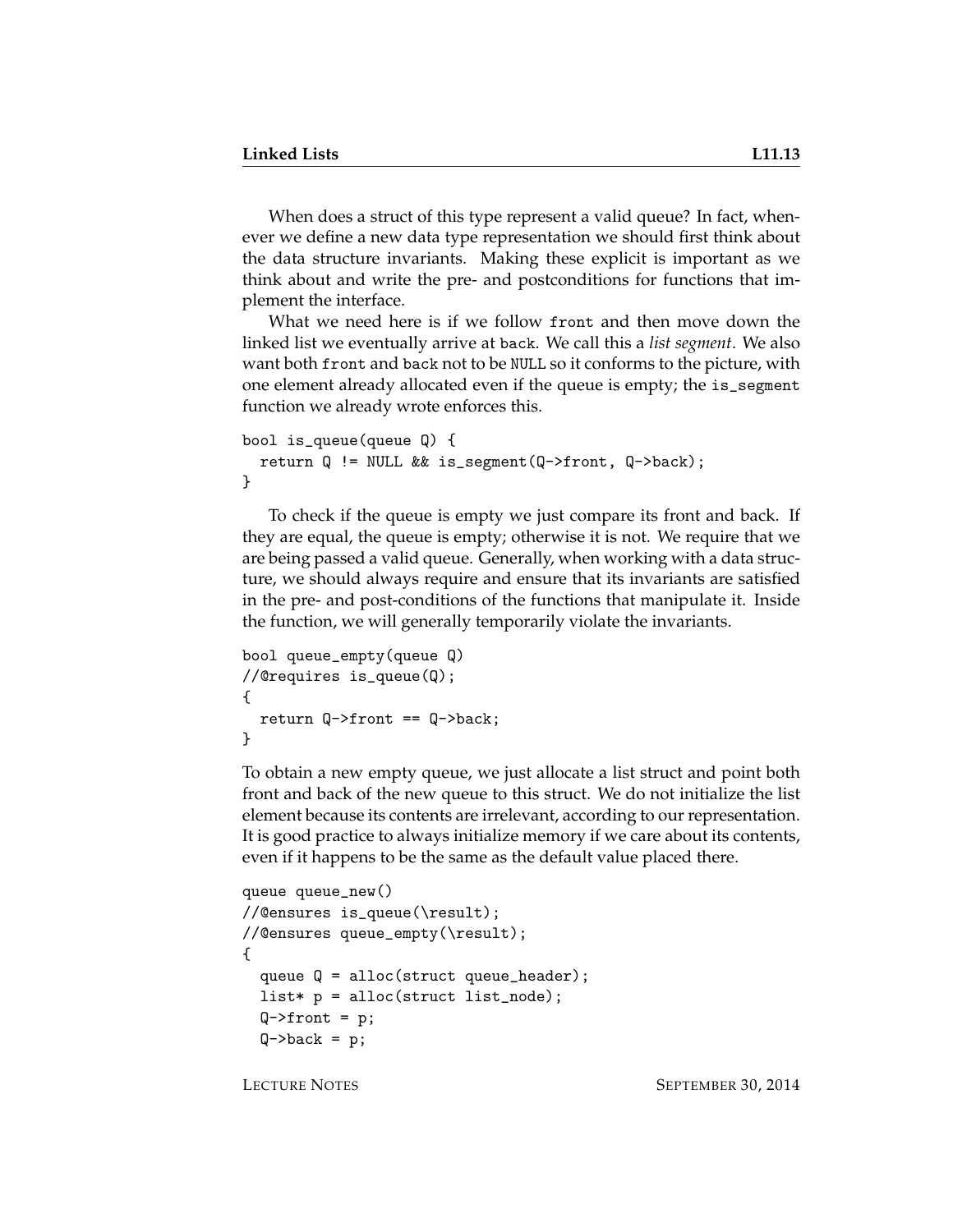When does a struct of this type represent a valid queue? In fact, whenever we define a new data type representation we should first think about the data structure invariants. Making these explicit is important as we think about and write the pre- and postconditions for functions that implement the interface.

What we need here is if we follow `front` and then move down the linked list we eventually arrive at `back`. We call this a *list segment*. We also want both `front` and `back` not to be `NULL` so it conforms to the picture, with one element already allocated even if the queue is empty; the `is_segment` function we already wrote enforces this.

```
bool is_queue(queue Q) {
  return Q != NULL && is_segment(Q->front, Q->back);
}
```

To check if the queue is empty we just compare its front and back. If they are equal, the queue is empty; otherwise it is not. We require that we are being passed a valid queue. Generally, when working with a data structure, we should always require and ensure that its invariants are satisfied in the pre- and post-conditions of the functions that manipulate it. Inside the function, we will generally temporarily violate the invariants.

```
bool queue_empty(queue Q)
//@requires is_queue(Q);
{
  return Q->front == Q->back;
}
```

To obtain a new empty queue, we just allocate a list struct and point both front and back of the new queue to this struct. We do not initialize the list element because its contents are irrelevant, according to our representation. It is good practice to always initialize memory if we care about its contents, even if it happens to be the same as the default value placed there.

```
queue queue_new()
//@ensures is_queue(\result);
//@ensures queue_empty(\result);
{
  queue Q = alloc(struct queue_header);
  list* p = alloc(struct list_node);
  Q->front = p;
  Q->back = p;
```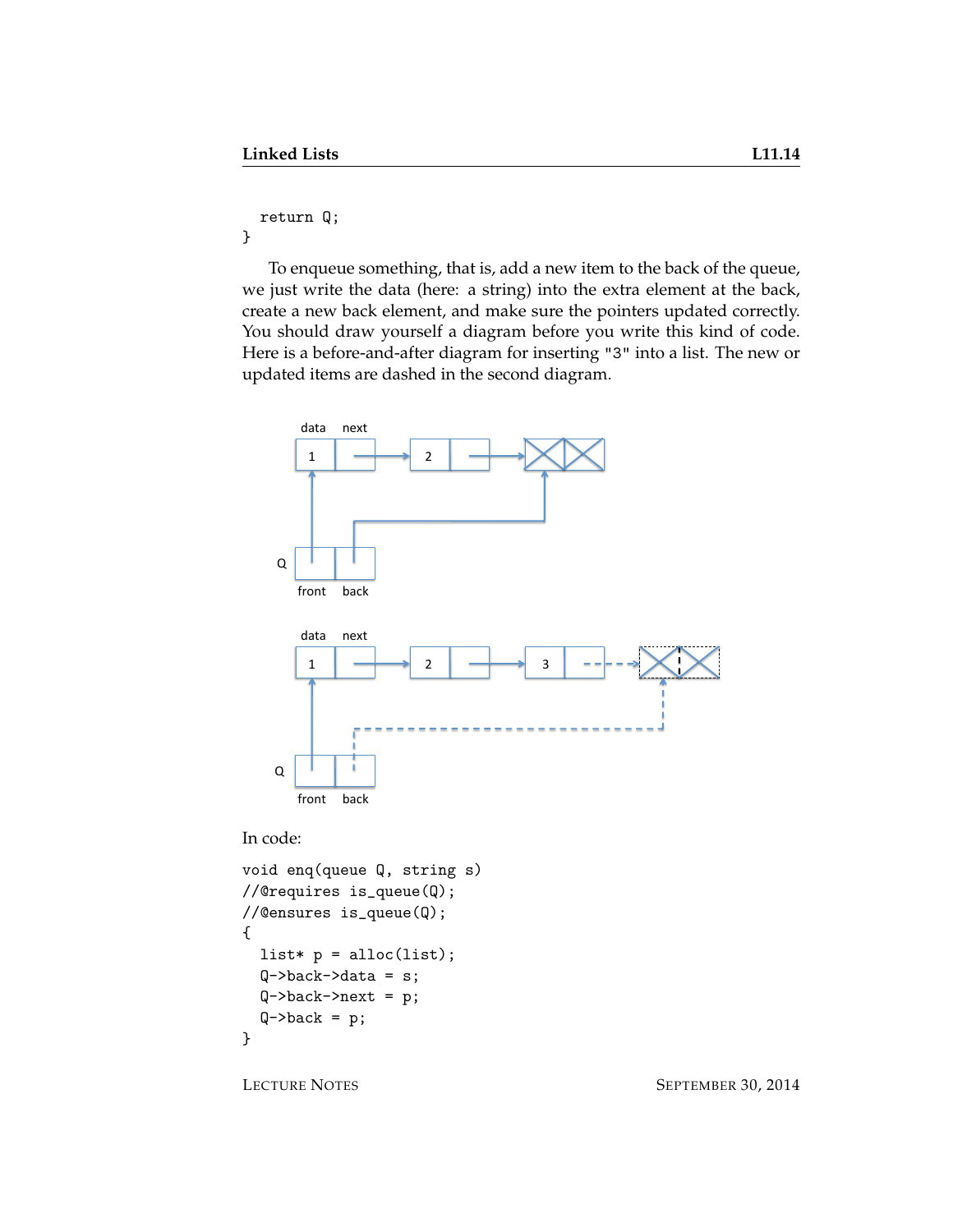```
  return Q;
}
```

To enqueue something, that is, add a new item to the back of the queue, we just write the data (here: a string) into the extra element at the back, create a new back element, and make sure the pointers updated correctly. You should draw yourself a diagram before you write this kind of code. Here is a before-and-after diagram for inserting "3" into a list. The new or updated items are dashed in the second diagram.

In code:

```
void enq(queue Q, string s)
//@requires is_queue(Q);
//@ensures is_queue(Q);
{
  list* p = alloc(list);
  Q->back->data = s;
  Q->back->next = p;
  Q->back = p;
}
```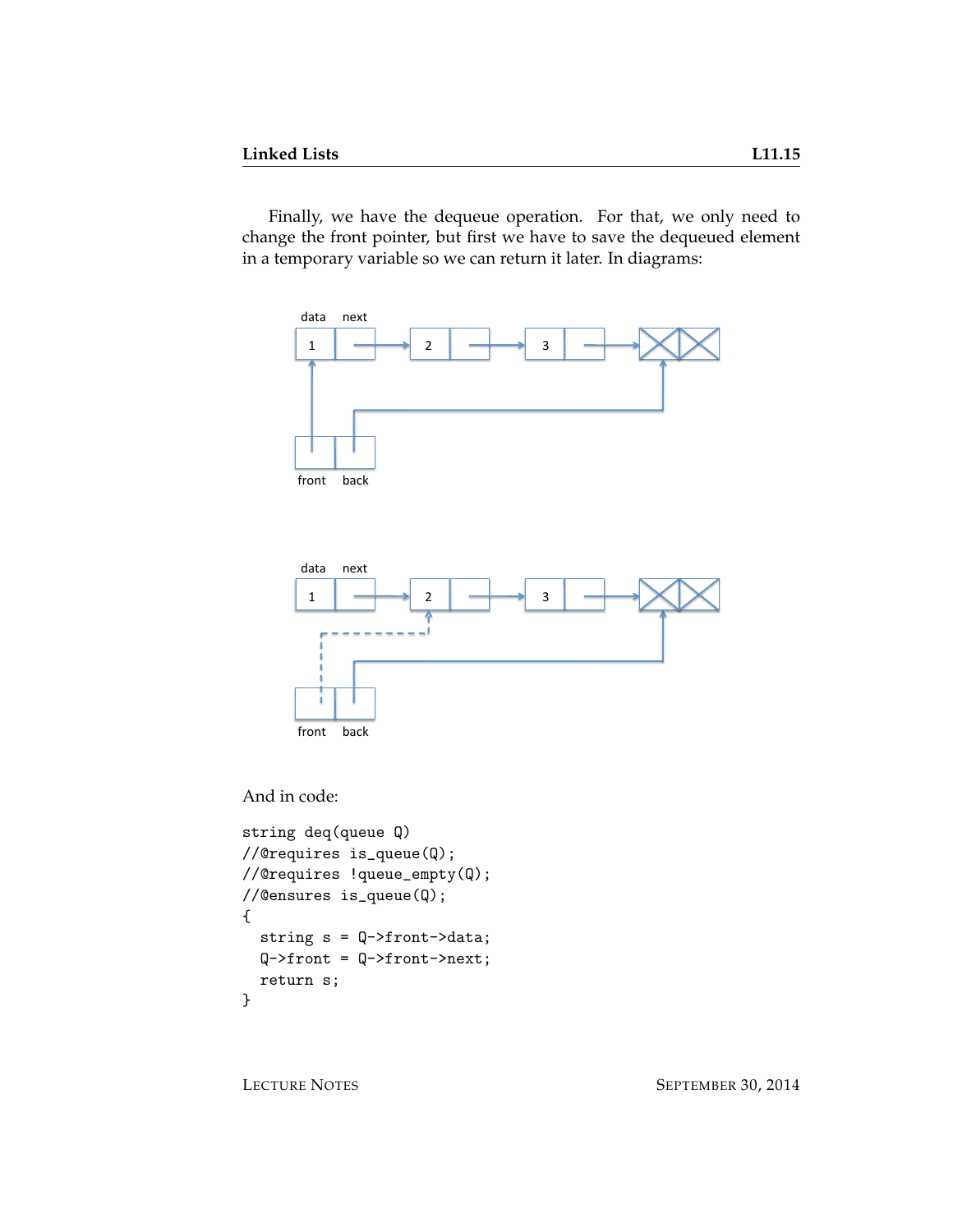Finally, we have the dequeue operation. For that, we only need to change the front pointer, but first we have to save the dequeued element in a temporary variable so we can return it later. In diagrams:

And in code:

```
string deq(queue Q)
//@requires is_queue(Q);
//@requires !queue_empty(Q);
//@ensures is_queue(Q);
{
  string s = Q->front->data;
  Q->front = Q->front->next;
  return s;
}
```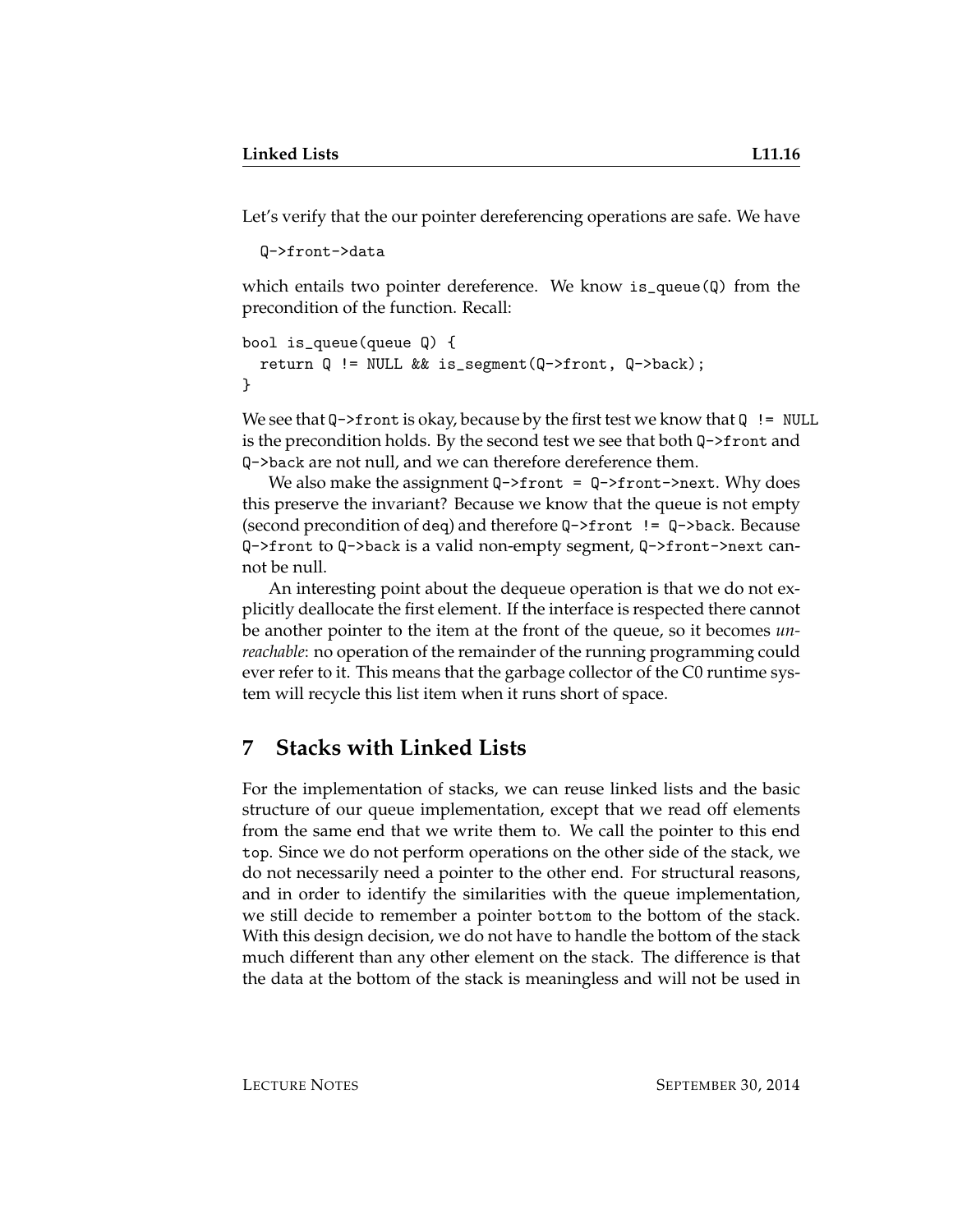Let's verify that the our pointer dereferencing operations are safe. We have

```
Q->front->data
```

which entails two pointer dereference. We know `is_queue(Q)` from the precondition of the function. Recall:

```
bool is_queue(queue Q) {
  return Q != NULL && is_segment(Q->front, Q->back);
}
```

We see that `Q->front` is okay, because by the first test we know that `Q != NULL` is the precondition holds. By the second test we see that both `Q->front` and `Q->back` are not null, and we can therefore dereference them.

We also make the assignment `Q->front = Q->front->next`. Why does this preserve the invariant? Because we know that the queue is not empty (second precondition of `deq`) and therefore `Q->front != Q->back`. Because `Q->front` to `Q->back` is a valid non-empty segment, `Q->front->next` cannot be null.

An interesting point about the dequeue operation is that we do not explicitly deallocate the first element. If the interface is respected there cannot be another pointer to the item at the front of the queue, so it becomes *unreachable*: no operation of the remainder of the running programming could ever refer to it. This means that the garbage collector of the C0 runtime system will recycle this list item when it runs short of space.

## 7 Stacks with Linked Lists

For the implementation of stacks, we can reuse linked lists and the basic structure of our queue implementation, except that we read off elements from the same end that we write them to. We call the pointer to this end `top`. Since we do not perform operations on the other side of the stack, we do not necessarily need a pointer to the other end. For structural reasons, and in order to identify the similarities with the queue implementation, we still decide to remember a pointer `bottom` to the bottom of the stack. With this design decision, we do not have to handle the bottom of the stack much different than any other element on the stack. The difference is that the data at the bottom of the stack is meaningless and will not be used in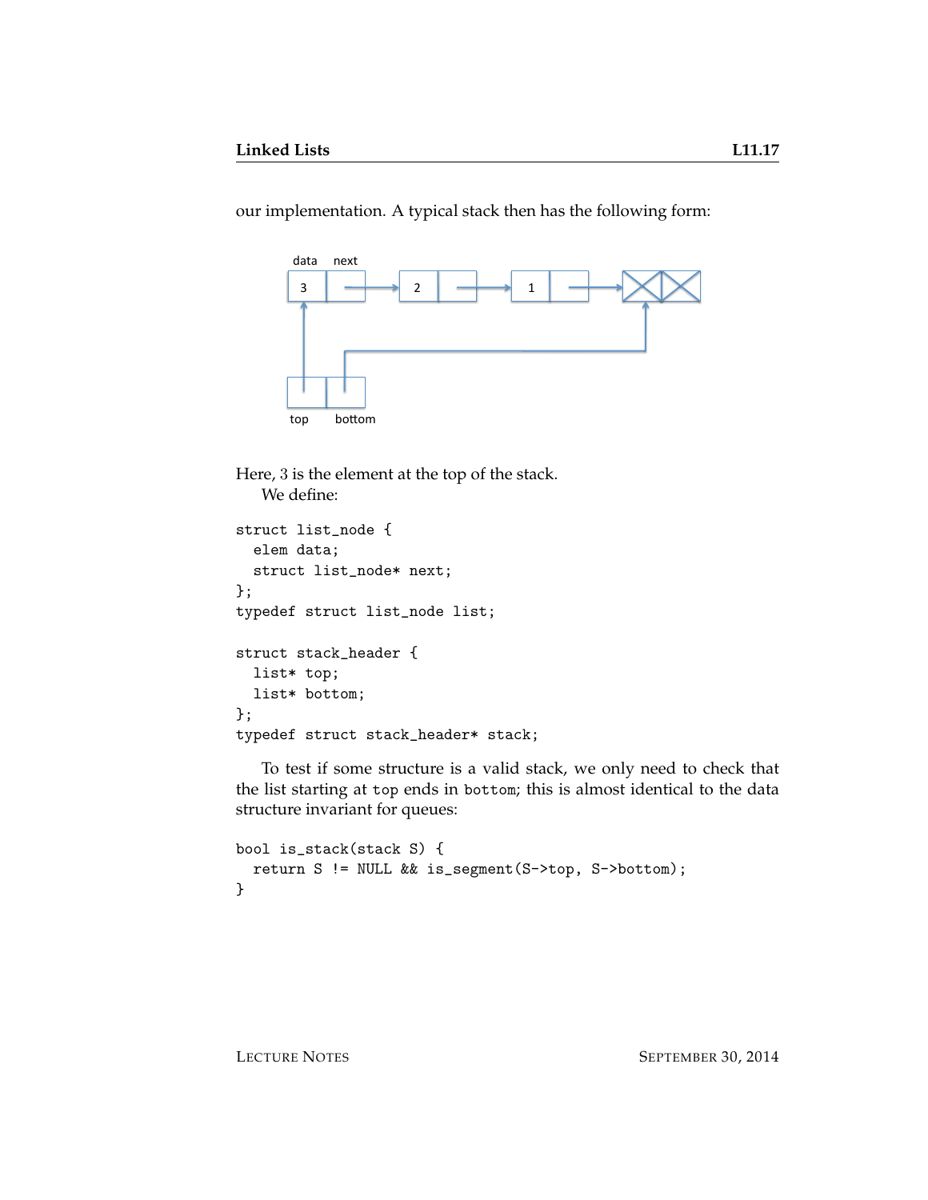our implementation. A typical stack then has the following form:

Here, 3 is the element at the top of the stack.

We define:

```
struct list_node {
  elem data;
  struct list_node* next;
};
typedef struct list_node list;

struct stack_header {
  list* top;
  list* bottom;
};
typedef struct stack_header* stack;
```

To test if some structure is a valid stack, we only need to check that the list starting at `top` ends in `bottom`; this is almost identical to the data structure invariant for queues:

```
bool is_stack(stack S) {
  return S != NULL && is_segment(S->top, S->bottom);
}
```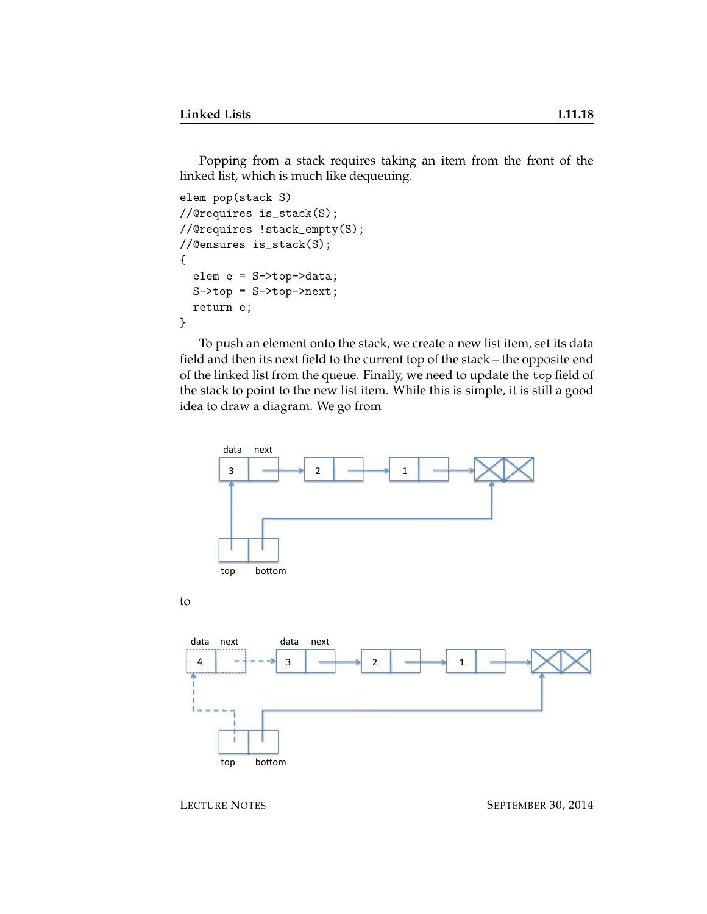Popping from a stack requires taking an item from the front of the linked list, which is much like dequeuing.

```
elem pop(stack S)
//@requires is_stack(S);
//@requires !stack_empty(S);
//@ensures is_stack(S);
{
  elem e = S->top->data;
  S->top = S->top->next;
  return e;
}
```

To push an element onto the stack, we create a new list item, set its data field and then its next field to the current top of the stack – the opposite end of the linked list from the queue. Finally, we need to update the `top` field of the stack to point to the new list item. While this is simple, it is still a good idea to draw a diagram. We go from

to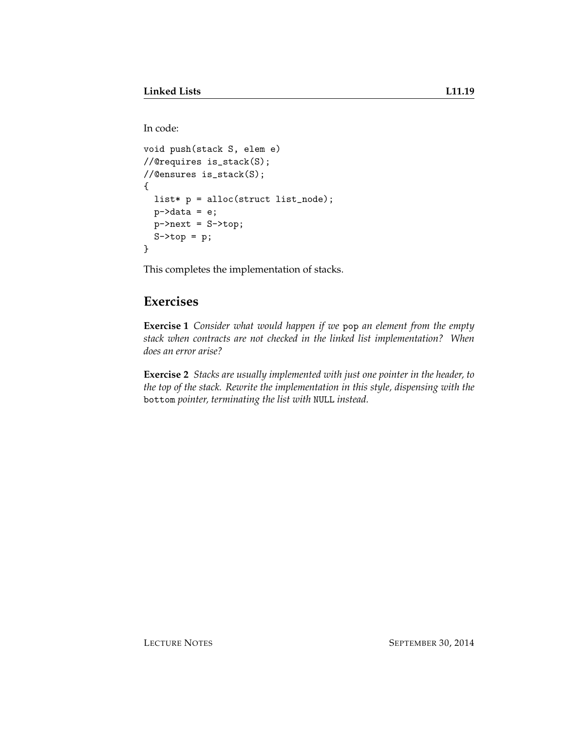In code:

```
void push(stack S, elem e)
//@requires is_stack(S);
//@ensures is_stack(S);
{
  list* p = alloc(struct list_node);
  p->data = e;
  p->next = S->top;
  S->top = p;
}
```

This completes the implementation of stacks.

## Exercises

**Exercise 1** *Consider what would happen if we* `pop` *an element from the empty stack when contracts are not checked in the linked list implementation? When does an error arise?*

**Exercise 2** *Stacks are usually implemented with just one pointer in the header, to the top of the stack. Rewrite the implementation in this style, dispensing with the* `bottom` *pointer, terminating the list with* `NULL` *instead.*